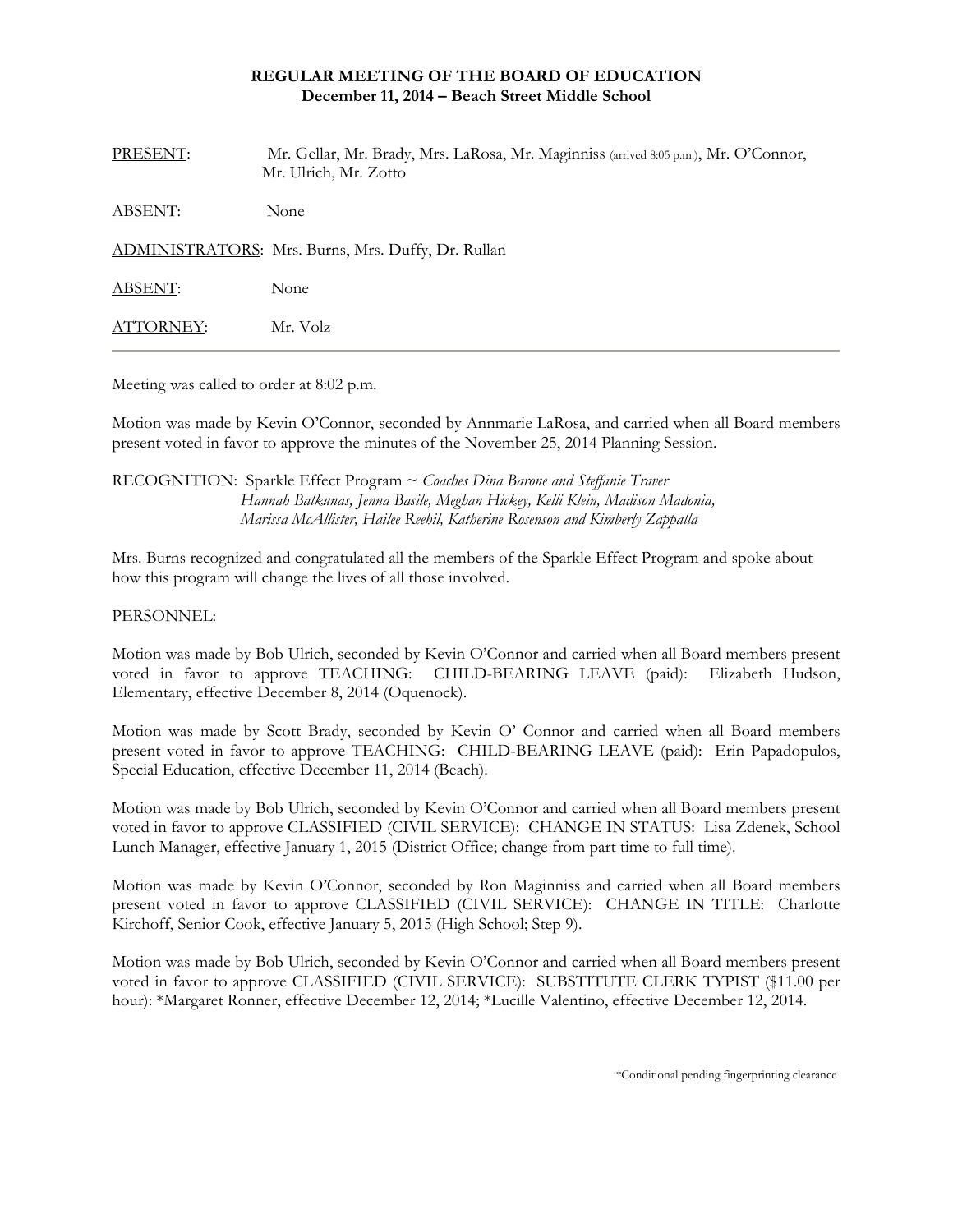**REGULAR MEETING OF THE BOARD OF EDUCATION**
**December 11, 2014 – Beach Street Middle School**

PRESENT: Mr. Gellar, Mr. Brady, Mrs. LaRosa, Mr. Maginniss (arrived 8:05 p.m.), Mr. O'Connor, Mr. Ulrich, Mr. Zotto

ABSENT: None

ADMINISTRATORS: Mrs. Burns, Mrs. Duffy, Dr. Rullan

ABSENT: None

ATTORNEY: Mr. Volz

---

Meeting was called to order at 8:02 p.m.

Motion was made by Kevin O'Connor, seconded by Annmarie LaRosa, and carried when all Board members present voted in favor to approve the minutes of the November 25, 2014 Planning Session.

RECOGNITION: Sparkle Effect Program ~ *Coaches Dina Barone and Steffanie Traver*
*Hannah Balkunas, Jenna Basile, Meghan Hickey, Kelli Klein, Madison Madonia, Marissa McAllister, Hailee Reehil, Katherine Rosenson and Kimberly Zappalla*

Mrs. Burns recognized and congratulated all the members of the Sparkle Effect Program and spoke about how this program will change the lives of all those involved.

PERSONNEL:

Motion was made by Bob Ulrich, seconded by Kevin O'Connor and carried when all Board members present voted in favor to approve TEACHING: CHILD-BEARING LEAVE (paid): Elizabeth Hudson, Elementary, effective December 8, 2014 (Oquenock).

Motion was made by Scott Brady, seconded by Kevin O' Connor and carried when all Board members present voted in favor to approve TEACHING: CHILD-BEARING LEAVE (paid): Erin Papadopulos, Special Education, effective December 11, 2014 (Beach).

Motion was made by Bob Ulrich, seconded by Kevin O'Connor and carried when all Board members present voted in favor to approve CLASSIFIED (CIVIL SERVICE): CHANGE IN STATUS: Lisa Zdenek, School Lunch Manager, effective January 1, 2015 (District Office; change from part time to full time).

Motion was made by Kevin O'Connor, seconded by Ron Maginniss and carried when all Board members present voted in favor to approve CLASSIFIED (CIVIL SERVICE): CHANGE IN TITLE: Charlotte Kirchoff, Senior Cook, effective January 5, 2015 (High School; Step 9).

Motion was made by Bob Ulrich, seconded by Kevin O'Connor and carried when all Board members present voted in favor to approve CLASSIFIED (CIVIL SERVICE): SUBSTITUTE CLERK TYPIST ($11.00 per hour): *Margaret Ronner, effective December 12, 2014; *Lucille Valentino, effective December 12, 2014.

*Conditional pending fingerprinting clearance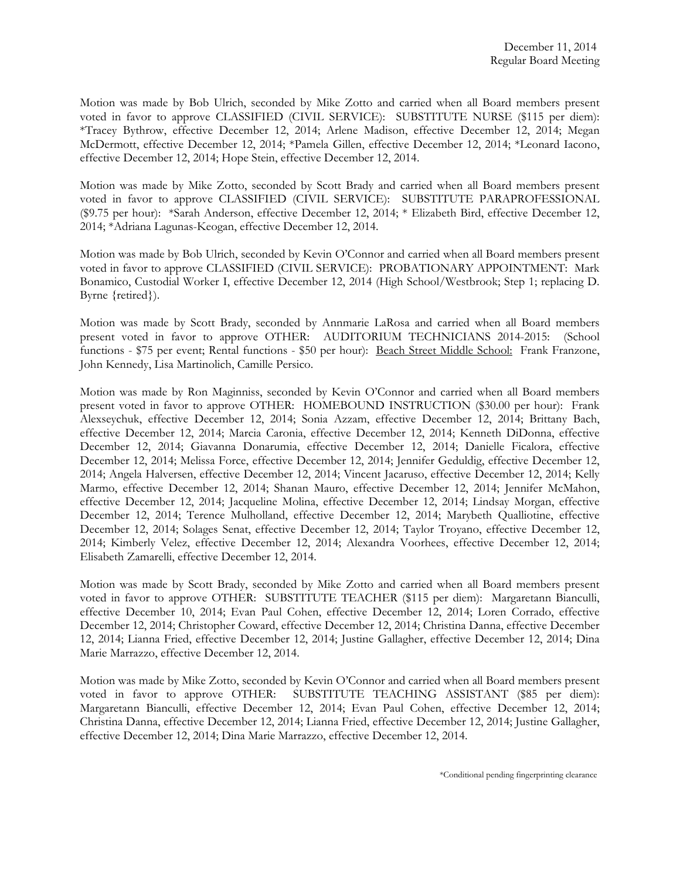Motion was made by Bob Ulrich, seconded by Mike Zotto and carried when all Board members present voted in favor to approve CLASSIFIED (CIVIL SERVICE): SUBSTITUTE NURSE ($115 per diem): *Tracey Bythrow, effective December 12, 2014; Arlene Madison, effective December 12, 2014; Megan McDermott, effective December 12, 2014; *Pamela Gillen, effective December 12, 2014; *Leonard Iacono, effective December 12, 2014; Hope Stein, effective December 12, 2014.

Motion was made by Mike Zotto, seconded by Scott Brady and carried when all Board members present voted in favor to approve CLASSIFIED (CIVIL SERVICE): SUBSTITUTE PARAPROFESSIONAL ($9.75 per hour): *Sarah Anderson, effective December 12, 2014; * Elizabeth Bird, effective December 12, 2014; *Adriana Lagunas-Keogan, effective December 12, 2014.

Motion was made by Bob Ulrich, seconded by Kevin O'Connor and carried when all Board members present voted in favor to approve CLASSIFIED (CIVIL SERVICE): PROBATIONARY APPOINTMENT: Mark Bonamico, Custodial Worker I, effective December 12, 2014 (High School/Westbrook; Step 1; replacing D. Byrne {retired}).

Motion was made by Scott Brady, seconded by Annmarie LaRosa and carried when all Board members present voted in favor to approve OTHER: AUDITORIUM TECHNICIANS 2014-2015: (School functions - $75 per event; Rental functions - $50 per hour): Beach Street Middle School: Frank Franzone, John Kennedy, Lisa Martinolich, Camille Persico.

Motion was made by Ron Maginniss, seconded by Kevin O'Connor and carried when all Board members present voted in favor to approve OTHER: HOMEBOUND INSTRUCTION ($30.00 per hour): Frank Alexseychuk, effective December 12, 2014; Sonia Azzam, effective December 12, 2014; Brittany Bach, effective December 12, 2014; Marcia Caronia, effective December 12, 2014; Kenneth DiDonna, effective December 12, 2014; Giavanna Donarumia, effective December 12, 2014; Danielle Ficalora, effective December 12, 2014; Melissa Force, effective December 12, 2014; Jennifer Geduldig, effective December 12, 2014; Angela Halversen, effective December 12, 2014; Vincent Jacaruso, effective December 12, 2014; Kelly Marmo, effective December 12, 2014; Shanan Mauro, effective December 12, 2014; Jennifer McMahon, effective December 12, 2014; Jacqueline Molina, effective December 12, 2014; Lindsay Morgan, effective December 12, 2014; Terence Mulholland, effective December 12, 2014; Marybeth Qualliotine, effective December 12, 2014; Solages Senat, effective December 12, 2014; Taylor Troyano, effective December 12, 2014; Kimberly Velez, effective December 12, 2014; Alexandra Voorhees, effective December 12, 2014; Elisabeth Zamarelli, effective December 12, 2014.

Motion was made by Scott Brady, seconded by Mike Zotto and carried when all Board members present voted in favor to approve OTHER: SUBSTITUTE TEACHER ($115 per diem): Margaretann Bianculli, effective December 10, 2014; Evan Paul Cohen, effective December 12, 2014; Loren Corrado, effective December 12, 2014; Christopher Coward, effective December 12, 2014; Christina Danna, effective December 12, 2014; Lianna Fried, effective December 12, 2014; Justine Gallagher, effective December 12, 2014; Dina Marie Marrazzo, effective December 12, 2014.

Motion was made by Mike Zotto, seconded by Kevin O'Connor and carried when all Board members present voted in favor to approve OTHER: SUBSTITUTE TEACHING ASSISTANT ($85 per diem): Margaretann Bianculli, effective December 12, 2014; Evan Paul Cohen, effective December 12, 2014; Christina Danna, effective December 12, 2014; Lianna Fried, effective December 12, 2014; Justine Gallagher, effective December 12, 2014; Dina Marie Marrazzo, effective December 12, 2014.

*Conditional pending fingerprinting clearance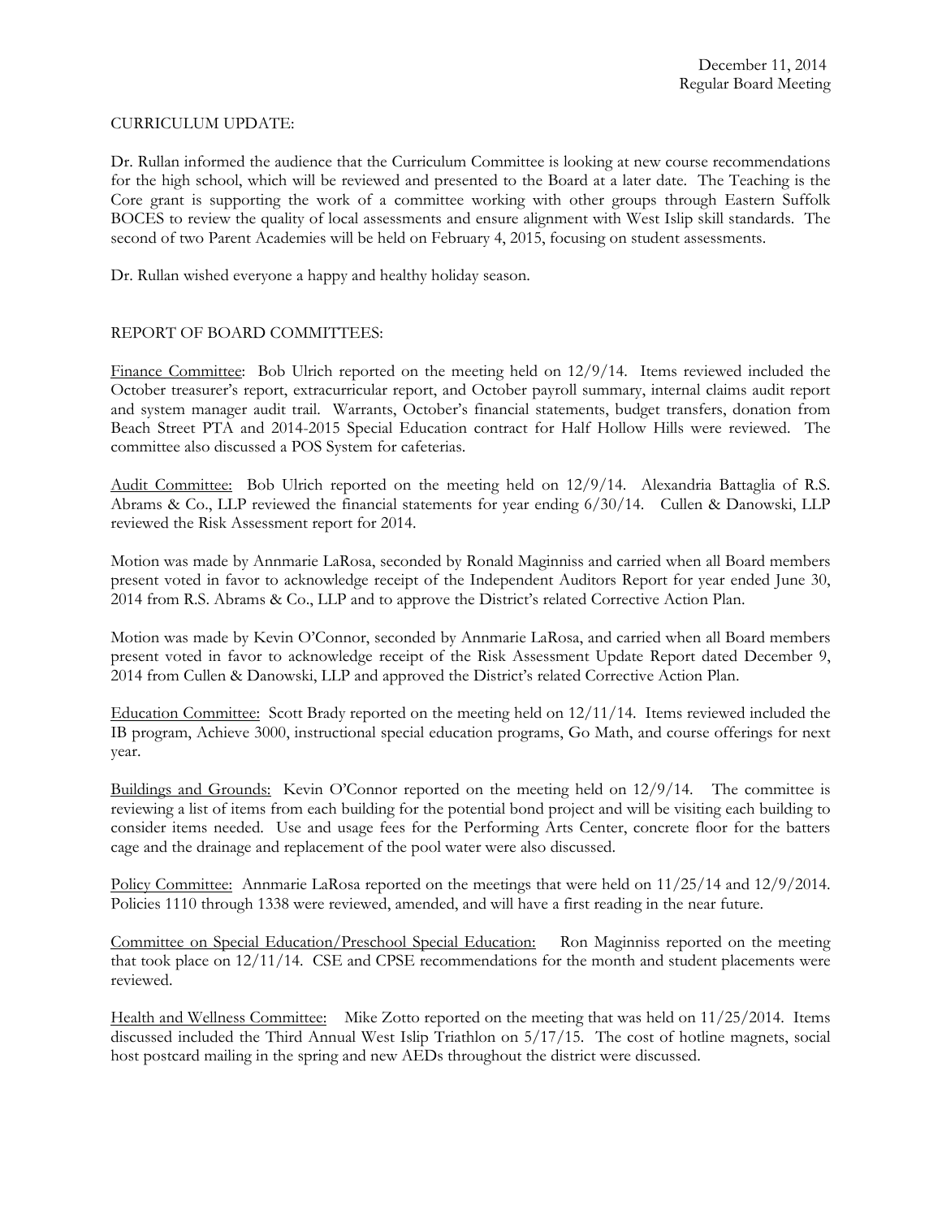CURRICULUM UPDATE:

Dr. Rullan informed the audience that the Curriculum Committee is looking at new course recommendations for the high school, which will be reviewed and presented to the Board at a later date. The Teaching is the Core grant is supporting the work of a committee working with other groups through Eastern Suffolk BOCES to review the quality of local assessments and ensure alignment with West Islip skill standards. The second of two Parent Academies will be held on February 4, 2015, focusing on student assessments.

Dr. Rullan wished everyone a happy and healthy holiday season.

REPORT OF BOARD COMMITTEES:

Finance Committee: Bob Ulrich reported on the meeting held on 12/9/14. Items reviewed included the October treasurer's report, extracurricular report, and October payroll summary, internal claims audit report and system manager audit trail. Warrants, October's financial statements, budget transfers, donation from Beach Street PTA and 2014-2015 Special Education contract for Half Hollow Hills were reviewed. The committee also discussed a POS System for cafeterias.

Audit Committee: Bob Ulrich reported on the meeting held on 12/9/14. Alexandria Battaglia of R.S. Abrams & Co., LLP reviewed the financial statements for year ending 6/30/14. Cullen & Danowski, LLP reviewed the Risk Assessment report for 2014.

Motion was made by Annmarie LaRosa, seconded by Ronald Maginniss and carried when all Board members present voted in favor to acknowledge receipt of the Independent Auditors Report for year ended June 30, 2014 from R.S. Abrams & Co., LLP and to approve the District's related Corrective Action Plan.

Motion was made by Kevin O'Connor, seconded by Annmarie LaRosa, and carried when all Board members present voted in favor to acknowledge receipt of the Risk Assessment Update Report dated December 9, 2014 from Cullen & Danowski, LLP and approved the District's related Corrective Action Plan.

Education Committee: Scott Brady reported on the meeting held on 12/11/14. Items reviewed included the IB program, Achieve 3000, instructional special education programs, Go Math, and course offerings for next year.

Buildings and Grounds: Kevin O'Connor reported on the meeting held on 12/9/14. The committee is reviewing a list of items from each building for the potential bond project and will be visiting each building to consider items needed. Use and usage fees for the Performing Arts Center, concrete floor for the batters cage and the drainage and replacement of the pool water were also discussed.

Policy Committee: Annmarie LaRosa reported on the meetings that were held on 11/25/14 and 12/9/2014. Policies 1110 through 1338 were reviewed, amended, and will have a first reading in the near future.

Committee on Special Education/Preschool Special Education: Ron Maginniss reported on the meeting that took place on 12/11/14. CSE and CPSE recommendations for the month and student placements were reviewed.

Health and Wellness Committee: Mike Zotto reported on the meeting that was held on 11/25/2014. Items discussed included the Third Annual West Islip Triathlon on 5/17/15. The cost of hotline magnets, social host postcard mailing in the spring and new AEDs throughout the district were discussed.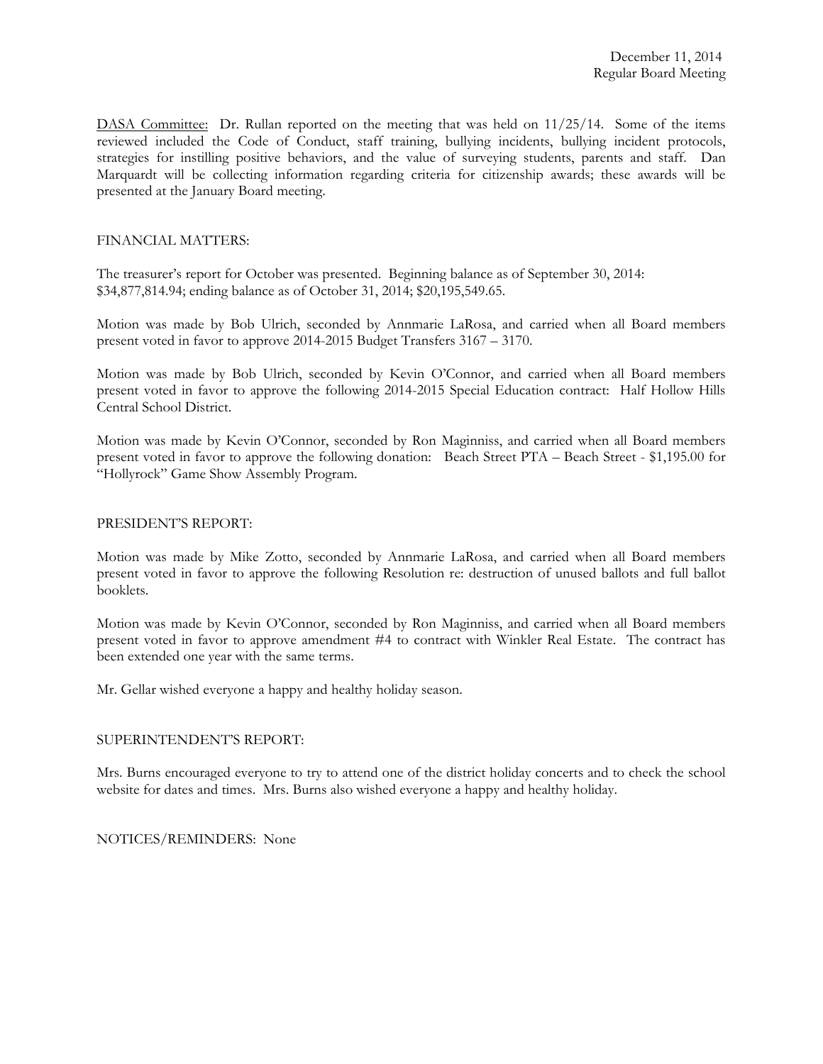DASA Committee: Dr. Rullan reported on the meeting that was held on 11/25/14. Some of the items reviewed included the Code of Conduct, staff training, bullying incidents, bullying incident protocols, strategies for instilling positive behaviors, and the value of surveying students, parents and staff. Dan Marquardt will be collecting information regarding criteria for citizenship awards; these awards will be presented at the January Board meeting.

FINANCIAL MATTERS:

The treasurer's report for October was presented. Beginning balance as of September 30, 2014: $34,877,814.94; ending balance as of October 31, 2014; $20,195,549.65.

Motion was made by Bob Ulrich, seconded by Annmarie LaRosa, and carried when all Board members present voted in favor to approve 2014-2015 Budget Transfers 3167 – 3170.

Motion was made by Bob Ulrich, seconded by Kevin O'Connor, and carried when all Board members present voted in favor to approve the following 2014-2015 Special Education contract: Half Hollow Hills Central School District.

Motion was made by Kevin O'Connor, seconded by Ron Maginniss, and carried when all Board members present voted in favor to approve the following donation: Beach Street PTA – Beach Street - $1,195.00 for "Hollyrock" Game Show Assembly Program.

PRESIDENT'S REPORT:

Motion was made by Mike Zotto, seconded by Annmarie LaRosa, and carried when all Board members present voted in favor to approve the following Resolution re: destruction of unused ballots and full ballot booklets.

Motion was made by Kevin O'Connor, seconded by Ron Maginniss, and carried when all Board members present voted in favor to approve amendment #4 to contract with Winkler Real Estate. The contract has been extended one year with the same terms.

Mr. Gellar wished everyone a happy and healthy holiday season.

SUPERINTENDENT'S REPORT:

Mrs. Burns encouraged everyone to try to attend one of the district holiday concerts and to check the school website for dates and times. Mrs. Burns also wished everyone a happy and healthy holiday.

NOTICES/REMINDERS: None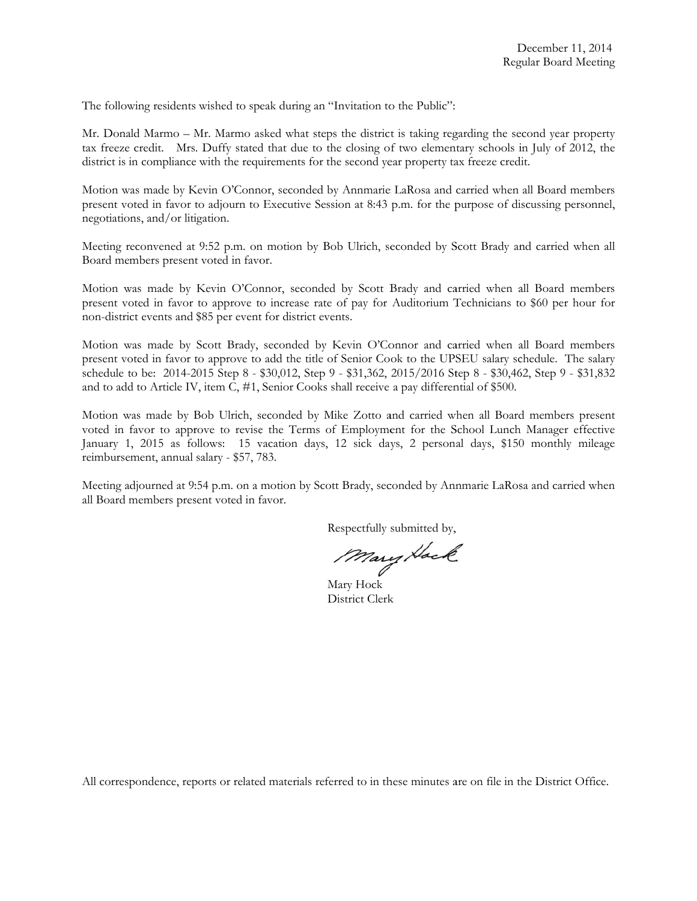The following residents wished to speak during an "Invitation to the Public":

Mr. Donald Marmo – Mr. Marmo asked what steps the district is taking regarding the second year property tax freeze credit. Mrs. Duffy stated that due to the closing of two elementary schools in July of 2012, the district is in compliance with the requirements for the second year property tax freeze credit.

Motion was made by Kevin O'Connor, seconded by Annmarie LaRosa and carried when all Board members present voted in favor to adjourn to Executive Session at 8:43 p.m. for the purpose of discussing personnel, negotiations, and/or litigation.

Meeting reconvened at 9:52 p.m. on motion by Bob Ulrich, seconded by Scott Brady and carried when all Board members present voted in favor.

Motion was made by Kevin O'Connor, seconded by Scott Brady and carried when all Board members present voted in favor to approve to increase rate of pay for Auditorium Technicians to $60 per hour for non-district events and $85 per event for district events.

Motion was made by Scott Brady, seconded by Kevin O'Connor and carried when all Board members present voted in favor to approve to add the title of Senior Cook to the UPSEU salary schedule. The salary schedule to be: 2014-2015 Step 8 - $30,012, Step 9 - $31,362, 2015/2016 Step 8 - $30,462, Step 9 - $31,832 and to add to Article IV, item C, #1, Senior Cooks shall receive a pay differential of $500.

Motion was made by Bob Ulrich, seconded by Mike Zotto and carried when all Board members present voted in favor to approve to revise the Terms of Employment for the School Lunch Manager effective January 1, 2015 as follows: 15 vacation days, 12 sick days, 2 personal days, $150 monthly mileage reimbursement, annual salary - $57, 783.

Meeting adjourned at 9:54 p.m. on a motion by Scott Brady, seconded by Annmarie LaRosa and carried when all Board members present voted in favor.

Respectfully submitted by,

Mary Hock
District Clerk

All correspondence, reports or related materials referred to in these minutes are on file in the District Office.